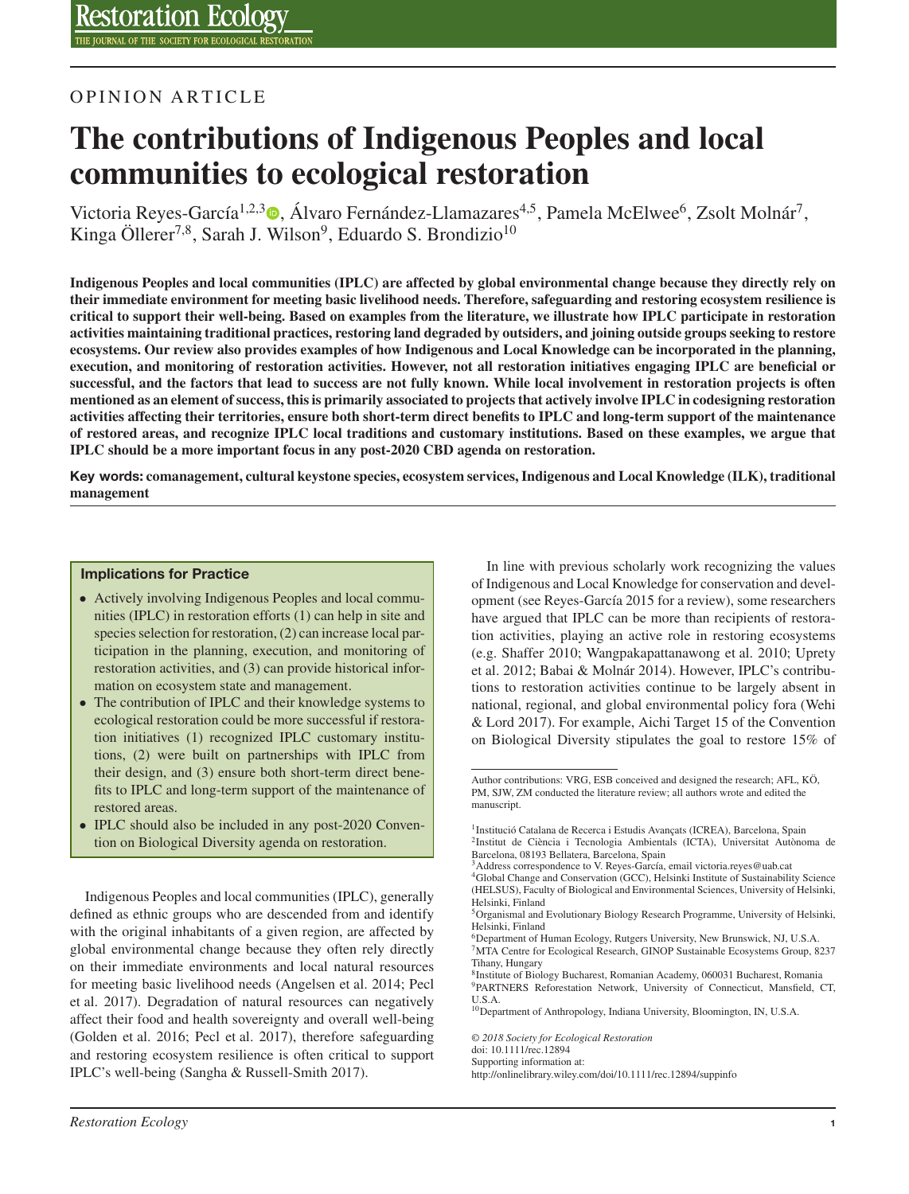OPINION ARTICLE

# The contributions of Indigenous Peoples and local communities to ecological restoration

Victoria Reyes-García[1,2,3], Álvaro Fernández-Llamazares[4,5], Pamela McElwee[6], Zsolt Molnár[7], Kinga Öllerer[7,8], Sarah J. Wilson[9], Eduardo S. Brondizio[10]

**Indigenous Peoples and local communities (IPLC) are affected by global environmental change because they directly rely on their immediate environment for meeting basic livelihood needs. Therefore, safeguarding and restoring ecosystem resilience is critical to support their well-being. Based on examples from the literature, we illustrate how IPLC participate in restoration activities maintaining traditional practices, restoring land degraded by outsiders, and joining outside groups seeking to restore ecosystems. Our review also provides examples of how Indigenous and Local Knowledge can be incorporated in the planning, execution, and monitoring of restoration activities. However, not all restoration initiatives engaging IPLC are beneficial or successful, and the factors that lead to success are not fully known. While local involvement in restoration projects is often mentioned as an element of success, this is primarily associated to projects that actively involve IPLC in codesigning restoration activities affecting their territories, ensure both short-term direct benefits to IPLC and long-term support of the maintenance of restored areas, and recognize IPLC local traditions and customary institutions. Based on these examples, we argue that IPLC should be a more important focus in any post-2020 CBD agenda on restoration.**

**Key words: comanagement, cultural keystone species, ecosystem services, Indigenous and Local Knowledge (ILK), traditional management**

### Implications for Practice

- Actively involving Indigenous Peoples and local communities (IPLC) in restoration efforts (1) can help in site and species selection for restoration, (2) can increase local participation in the planning, execution, and monitoring of restoration activities, and (3) can provide historical information on ecosystem state and management.
- The contribution of IPLC and their knowledge systems to ecological restoration could be more successful if restoration initiatives (1) recognized IPLC customary institutions, (2) were built on partnerships with IPLC from their design, and (3) ensure both short-term direct benefits to IPLC and long-term support of the maintenance of restored areas.
- IPLC should also be included in any post-2020 Convention on Biological Diversity agenda on restoration.

Indigenous Peoples and local communities (IPLC), generally defined as ethnic groups who are descended from and identify with the original inhabitants of a given region, are affected by global environmental change because they often rely directly on their immediate environments and local natural resources for meeting basic livelihood needs (Angelsen et al. 2014; Pecl et al. 2017). Degradation of natural resources can negatively affect their food and health sovereignty and overall well-being (Golden et al. 2016; Pecl et al. 2017), therefore safeguarding and restoring ecosystem resilience is often critical to support IPLC's well-being (Sangha & Russell-Smith 2017).

In line with previous scholarly work recognizing the values of Indigenous and Local Knowledge for conservation and development (see Reyes-García 2015 for a review), some researchers have argued that IPLC can be more than recipients of restoration activities, playing an active role in restoring ecosystems (e.g. Shaffer 2010; Wangpakapattanawong et al. 2010; Uprety et al. 2012; Babai & Molnár 2014). However, IPLC's contributions to restoration activities continue to be largely absent in national, regional, and global environmental policy fora (Wehi & Lord 2017). For example, Aichi Target 15 of the Convention on Biological Diversity stipulates the goal to restore 15% of

Author contributions: VRG, ESB conceived and designed the research; AFL, KÖ, PM, SJW, ZM conducted the literature review; all authors wrote and edited the manuscript.

[1]Institució Catalana de Recerca i Estudis Avançats (ICREA), Barcelona, Spain
[2]Institut de Ciència i Tecnologia Ambientals (ICTA), Universitat Autònoma de Barcelona, 08193 Bellatera, Barcelona, Spain
[3]Address correspondence to V. Reyes-García, email victoria.reyes@uab.cat
[4]Global Change and Conservation (GCC), Helsinki Institute of Sustainability Science (HELSUS), Faculty of Biological and Environmental Sciences, University of Helsinki, Helsinki, Finland
[5]Organismal and Evolutionary Biology Research Programme, University of Helsinki, Helsinki, Finland
[6]Department of Human Ecology, Rutgers University, New Brunswick, NJ, U.S.A.
[7]MTA Centre for Ecological Research, GINOP Sustainable Ecosystems Group, 8237 Tihany, Hungary
[8]Institute of Biology Bucharest, Romanian Academy, 060031 Bucharest, Romania
[9]PARTNERS Reforestation Network, University of Connecticut, Mansfield, CT, U.S.A.
[10]Department of Anthropology, Indiana University, Bloomington, IN, U.S.A.

*© 2018 Society for Ecological Restoration*
doi: 10.1111/rec.12894
Supporting information at:
http://onlinelibrary.wiley.com/doi/10.1111/rec.12894/suppinfo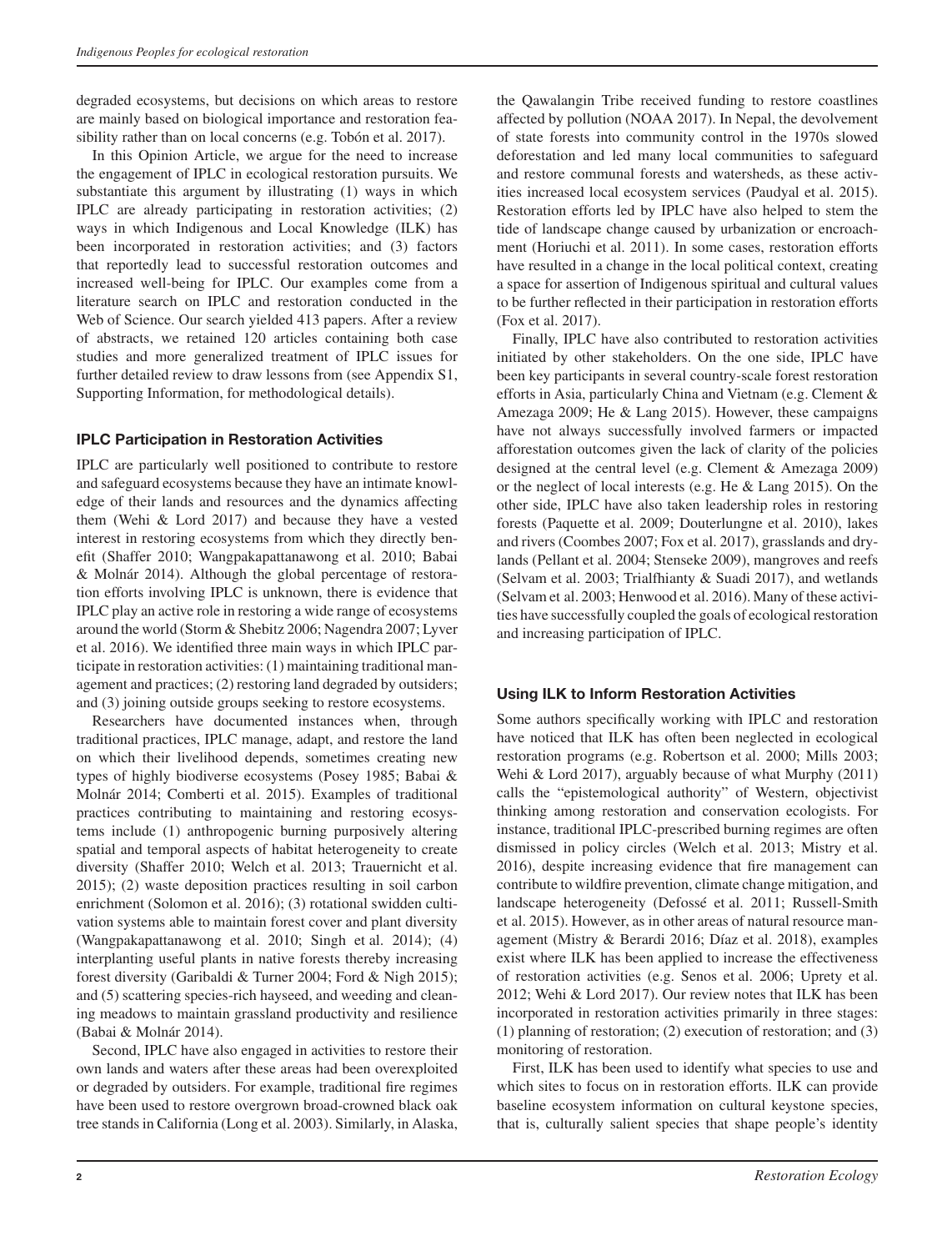degraded ecosystems, but decisions on which areas to restore are mainly based on biological importance and restoration feasibility rather than on local concerns (e.g. Tobón et al. 2017).

In this Opinion Article, we argue for the need to increase the engagement of IPLC in ecological restoration pursuits. We substantiate this argument by illustrating (1) ways in which IPLC are already participating in restoration activities; (2) ways in which Indigenous and Local Knowledge (ILK) has been incorporated in restoration activities; and (3) factors that reportedly lead to successful restoration outcomes and increased well-being for IPLC. Our examples come from a literature search on IPLC and restoration conducted in the Web of Science. Our search yielded 413 papers. After a review of abstracts, we retained 120 articles containing both case studies and more generalized treatment of IPLC issues for further detailed review to draw lessons from (see Appendix S1, Supporting Information, for methodological details).

### IPLC Participation in Restoration Activities

IPLC are particularly well positioned to contribute to restore and safeguard ecosystems because they have an intimate knowledge of their lands and resources and the dynamics affecting them (Wehi & Lord 2017) and because they have a vested interest in restoring ecosystems from which they directly benefit (Shaffer 2010; Wangpakapattanawong et al. 2010; Babai & Molnár 2014). Although the global percentage of restoration efforts involving IPLC is unknown, there is evidence that IPLC play an active role in restoring a wide range of ecosystems around the world (Storm & Shebitz 2006; Nagendra 2007; Lyver et al. 2016). We identified three main ways in which IPLC participate in restoration activities: (1) maintaining traditional management and practices; (2) restoring land degraded by outsiders; and (3) joining outside groups seeking to restore ecosystems.

Researchers have documented instances when, through traditional practices, IPLC manage, adapt, and restore the land on which their livelihood depends, sometimes creating new types of highly biodiverse ecosystems (Posey 1985; Babai & Molnár 2014; Comberti et al. 2015). Examples of traditional practices contributing to maintaining and restoring ecosystems include (1) anthropogenic burning purposively altering spatial and temporal aspects of habitat heterogeneity to create diversity (Shaffer 2010; Welch et al. 2013; Trauernicht et al. 2015); (2) waste deposition practices resulting in soil carbon enrichment (Solomon et al. 2016); (3) rotational swidden cultivation systems able to maintain forest cover and plant diversity (Wangpakapattanawong et al. 2010; Singh et al. 2014); (4) interplanting useful plants in native forests thereby increasing forest diversity (Garibaldi & Turner 2004; Ford & Nigh 2015); and (5) scattering species-rich hayseed, and weeding and cleaning meadows to maintain grassland productivity and resilience (Babai & Molnár 2014).

Second, IPLC have also engaged in activities to restore their own lands and waters after these areas had been overexploited or degraded by outsiders. For example, traditional fire regimes have been used to restore overgrown broad-crowned black oak tree stands in California (Long et al. 2003). Similarly, in Alaska, the Qawalangin Tribe received funding to restore coastlines affected by pollution (NOAA 2017). In Nepal, the devolvement of state forests into community control in the 1970s slowed deforestation and led many local communities to safeguard and restore communal forests and watersheds, as these activities increased local ecosystem services (Paudyal et al. 2015). Restoration efforts led by IPLC have also helped to stem the tide of landscape change caused by urbanization or encroachment (Horiuchi et al. 2011). In some cases, restoration efforts have resulted in a change in the local political context, creating a space for assertion of Indigenous spiritual and cultural values to be further reflected in their participation in restoration efforts (Fox et al. 2017).

Finally, IPLC have also contributed to restoration activities initiated by other stakeholders. On the one side, IPLC have been key participants in several country-scale forest restoration efforts in Asia, particularly China and Vietnam (e.g. Clement & Amezaga 2009; He & Lang 2015). However, these campaigns have not always successfully involved farmers or impacted afforestation outcomes given the lack of clarity of the policies designed at the central level (e.g. Clement & Amezaga 2009) or the neglect of local interests (e.g. He & Lang 2015). On the other side, IPLC have also taken leadership roles in restoring forests (Paquette et al. 2009; Douterlungne et al. 2010), lakes and rivers (Coombes 2007; Fox et al. 2017), grasslands and drylands (Pellant et al. 2004; Stenseke 2009), mangroves and reefs (Selvam et al. 2003; Trialfhianty & Suadi 2017), and wetlands (Selvam et al. 2003; Henwood et al. 2016). Many of these activities have successfully coupled the goals of ecological restoration and increasing participation of IPLC.

### Using ILK to Inform Restoration Activities

Some authors specifically working with IPLC and restoration have noticed that ILK has often been neglected in ecological restoration programs (e.g. Robertson et al. 2000; Mills 2003; Wehi & Lord 2017), arguably because of what Murphy (2011) calls the "epistemological authority" of Western, objectivist thinking among restoration and conservation ecologists. For instance, traditional IPLC-prescribed burning regimes are often dismissed in policy circles (Welch et al. 2013; Mistry et al. 2016), despite increasing evidence that fire management can contribute to wildfire prevention, climate change mitigation, and landscape heterogeneity (Defossé et al. 2011; Russell-Smith et al. 2015). However, as in other areas of natural resource management (Mistry & Berardi 2016; Díaz et al. 2018), examples exist where ILK has been applied to increase the effectiveness of restoration activities (e.g. Senos et al. 2006; Uprety et al. 2012; Wehi & Lord 2017). Our review notes that ILK has been incorporated in restoration activities primarily in three stages: (1) planning of restoration; (2) execution of restoration; and (3) monitoring of restoration.

First, ILK has been used to identify what species to use and which sites to focus on in restoration efforts. ILK can provide baseline ecosystem information on cultural keystone species, that is, culturally salient species that shape people's identity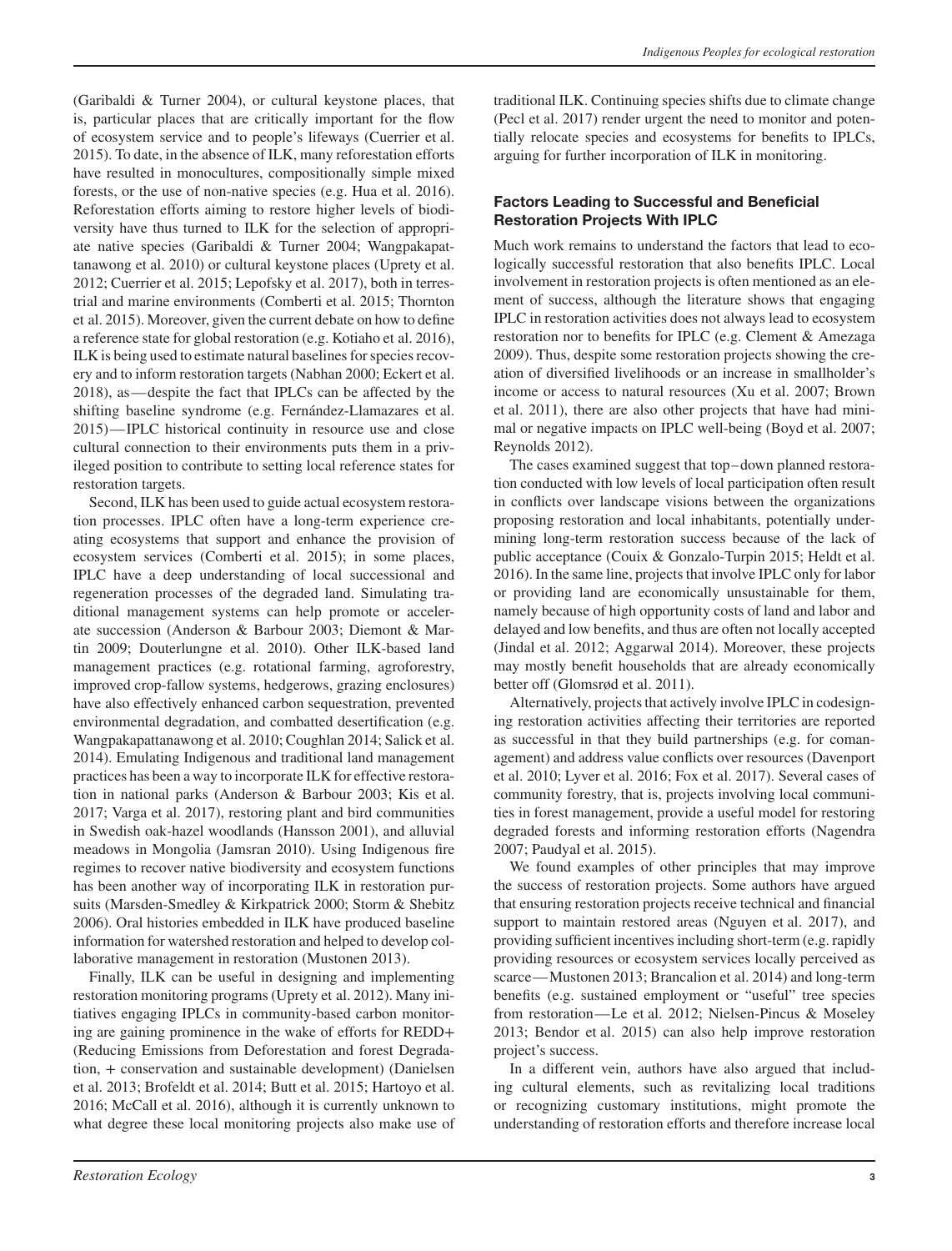(Garibaldi & Turner 2004), or cultural keystone places, that is, particular places that are critically important for the flow of ecosystem service and to people's lifeways (Cuerrier et al. 2015). To date, in the absence of ILK, many reforestation efforts have resulted in monocultures, compositionally simple mixed forests, or the use of non-native species (e.g. Hua et al. 2016). Reforestation efforts aiming to restore higher levels of biodiversity have thus turned to ILK for the selection of appropriate native species (Garibaldi & Turner 2004; Wangpakapattanawong et al. 2010) or cultural keystone places (Uprety et al. 2012; Cuerrier et al. 2015; Lepofsky et al. 2017), both in terrestrial and marine environments (Comberti et al. 2015; Thornton et al. 2015). Moreover, given the current debate on how to define a reference state for global restoration (e.g. Kotiaho et al. 2016), ILK is being used to estimate natural baselines for species recovery and to inform restoration targets (Nabhan 2000; Eckert et al. 2018), as—despite the fact that IPLCs can be affected by the shifting baseline syndrome (e.g. Fernández-Llamazares et al. 2015)—IPLC historical continuity in resource use and close cultural connection to their environments puts them in a privileged position to contribute to setting local reference states for restoration targets.

Second, ILK has been used to guide actual ecosystem restoration processes. IPLC often have a long-term experience creating ecosystems that support and enhance the provision of ecosystem services (Comberti et al. 2015); in some places, IPLC have a deep understanding of local successional and regeneration processes of the degraded land. Simulating traditional management systems can help promote or accelerate succession (Anderson & Barbour 2003; Diemont & Martin 2009; Douterlungne et al. 2010). Other ILK-based land management practices (e.g. rotational farming, agroforestry, improved crop-fallow systems, hedgerows, grazing enclosures) have also effectively enhanced carbon sequestration, prevented environmental degradation, and combatted desertification (e.g. Wangpakapattanawong et al. 2010; Coughlan 2014; Salick et al. 2014). Emulating Indigenous and traditional land management practices has been a way to incorporate ILK for effective restoration in national parks (Anderson & Barbour 2003; Kis et al. 2017; Varga et al. 2017), restoring plant and bird communities in Swedish oak-hazel woodlands (Hansson 2001), and alluvial meadows in Mongolia (Jamsran 2010). Using Indigenous fire regimes to recover native biodiversity and ecosystem functions has been another way of incorporating ILK in restoration pursuits (Marsden-Smedley & Kirkpatrick 2000; Storm & Shebitz 2006). Oral histories embedded in ILK have produced baseline information for watershed restoration and helped to develop collaborative management in restoration (Mustonen 2013).

Finally, ILK can be useful in designing and implementing restoration monitoring programs (Uprety et al. 2012). Many initiatives engaging IPLCs in community-based carbon monitoring are gaining prominence in the wake of efforts for REDD+ (Reducing Emissions from Deforestation and forest Degradation, + conservation and sustainable development) (Danielsen et al. 2013; Brofeldt et al. 2014; Butt et al. 2015; Hartoyo et al. 2016; McCall et al. 2016), although it is currently unknown to what degree these local monitoring projects also make use of traditional ILK. Continuing species shifts due to climate change (Pecl et al. 2017) render urgent the need to monitor and potentially relocate species and ecosystems for benefits to IPLCs, arguing for further incorporation of ILK in monitoring.

### Factors Leading to Successful and Beneficial Restoration Projects With IPLC

Much work remains to understand the factors that lead to ecologically successful restoration that also benefits IPLC. Local involvement in restoration projects is often mentioned as an element of success, although the literature shows that engaging IPLC in restoration activities does not always lead to ecosystem restoration nor to benefits for IPLC (e.g. Clement & Amezaga 2009). Thus, despite some restoration projects showing the creation of diversified livelihoods or an increase in smallholder's income or access to natural resources (Xu et al. 2007; Brown et al. 2011), there are also other projects that have had minimal or negative impacts on IPLC well-being (Boyd et al. 2007; Reynolds 2012).

The cases examined suggest that top–down planned restoration conducted with low levels of local participation often result in conflicts over landscape visions between the organizations proposing restoration and local inhabitants, potentially undermining long-term restoration success because of the lack of public acceptance (Couix & Gonzalo-Turpin 2015; Heldt et al. 2016). In the same line, projects that involve IPLC only for labor or providing land are economically unsustainable for them, namely because of high opportunity costs of land and labor and delayed and low benefits, and thus are often not locally accepted (Jindal et al. 2012; Aggarwal 2014). Moreover, these projects may mostly benefit households that are already economically better off (Glomsrød et al. 2011).

Alternatively, projects that actively involve IPLC in codesigning restoration activities affecting their territories are reported as successful in that they build partnerships (e.g. for comanagement) and address value conflicts over resources (Davenport et al. 2010; Lyver et al. 2016; Fox et al. 2017). Several cases of community forestry, that is, projects involving local communities in forest management, provide a useful model for restoring degraded forests and informing restoration efforts (Nagendra 2007; Paudyal et al. 2015).

We found examples of other principles that may improve the success of restoration projects. Some authors have argued that ensuring restoration projects receive technical and financial support to maintain restored areas (Nguyen et al. 2017), and providing sufficient incentives including short-term (e.g. rapidly providing resources or ecosystem services locally perceived as scarce—Mustonen 2013; Brancalion et al. 2014) and long-term benefits (e.g. sustained employment or "useful" tree species from restoration—Le et al. 2012; Nielsen-Pincus & Moseley 2013; Bendor et al. 2015) can also help improve restoration project's success.

In a different vein, authors have also argued that including cultural elements, such as revitalizing local traditions or recognizing customary institutions, might promote the understanding of restoration efforts and therefore increase local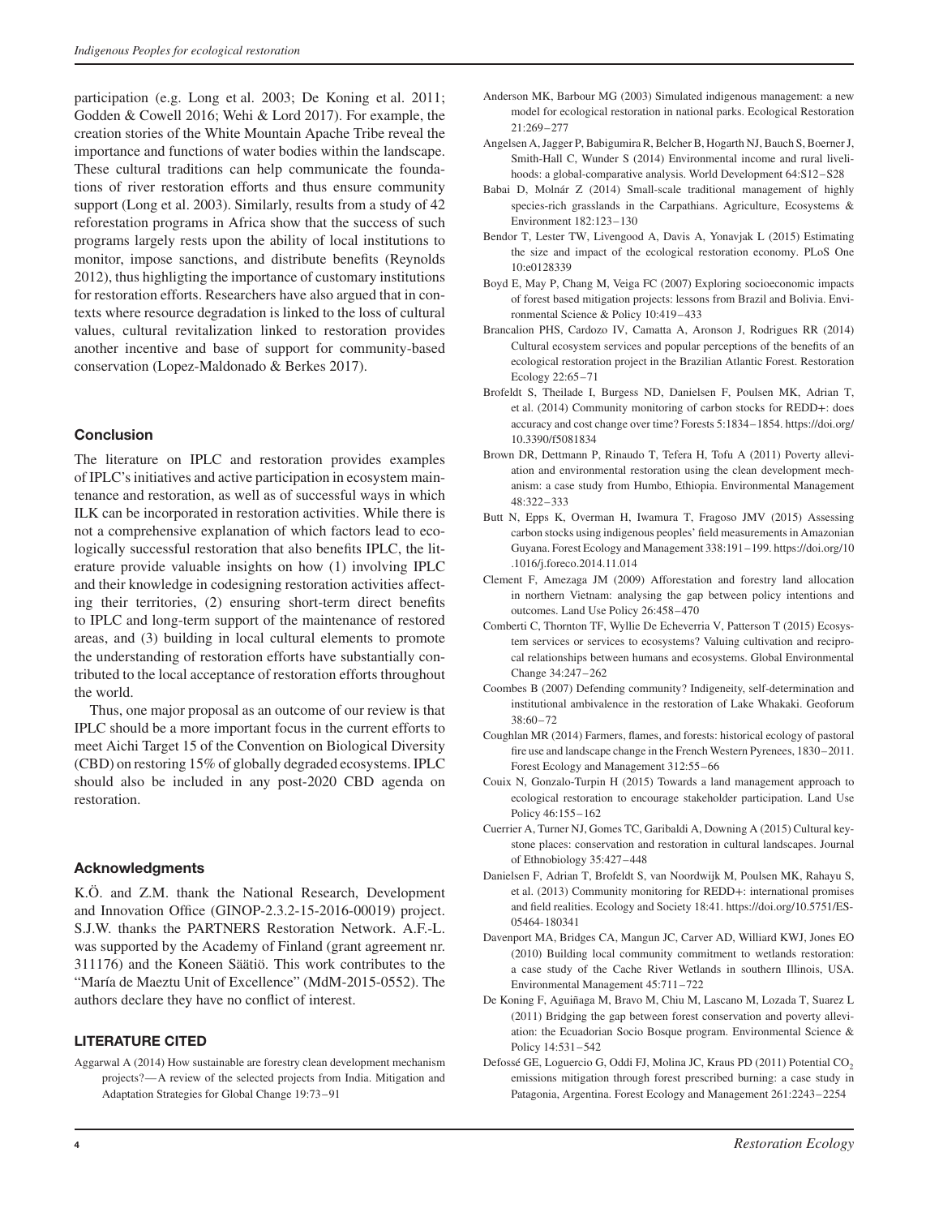participation (e.g. Long et al. 2003; De Koning et al. 2011; Godden & Cowell 2016; Wehi & Lord 2017). For example, the creation stories of the White Mountain Apache Tribe reveal the importance and functions of water bodies within the landscape. These cultural traditions can help communicate the foundations of river restoration efforts and thus ensure community support (Long et al. 2003). Similarly, results from a study of 42 reforestation programs in Africa show that the success of such programs largely rests upon the ability of local institutions to monitor, impose sanctions, and distribute benefits (Reynolds 2012), thus highligting the importance of customary institutions for restoration efforts. Researchers have also argued that in contexts where resource degradation is linked to the loss of cultural values, cultural revitalization linked to restoration provides another incentive and base of support for community-based conservation (Lopez-Maldonado & Berkes 2017).

## Conclusion

The literature on IPLC and restoration provides examples of IPLC's initiatives and active participation in ecosystem maintenance and restoration, as well as of successful ways in which ILK can be incorporated in restoration activities. While there is not a comprehensive explanation of which factors lead to ecologically successful restoration that also benefits IPLC, the literature provide valuable insights on how (1) involving IPLC and their knowledge in codesigning restoration activities affecting their territories, (2) ensuring short-term direct benefits to IPLC and long-term support of the maintenance of restored areas, and (3) building in local cultural elements to promote the understanding of restoration efforts have substantially contributed to the local acceptance of restoration efforts throughout the world.

Thus, one major proposal as an outcome of our review is that IPLC should be a more important focus in the current efforts to meet Aichi Target 15 of the Convention on Biological Diversity (CBD) on restoring 15% of globally degraded ecosystems. IPLC should also be included in any post-2020 CBD agenda on restoration.

## Acknowledgments

K.Ö. and Z.M. thank the National Research, Development and Innovation Office (GINOP-2.3.2-15-2016-00019) project. S.J.W. thanks the PARTNERS Restoration Network. A.F.-L. was supported by the Academy of Finland (grant agreement nr. 311176) and the Koneen Säätiö. This work contributes to the "María de Maeztu Unit of Excellence" (MdM-2015-0552). The authors declare they have no conflict of interest.

## LITERATURE CITED

Aggarwal A (2014) How sustainable are forestry clean development mechanism projects?—A review of the selected projects from India. Mitigation and Adaptation Strategies for Global Change 19:73–91

Anderson MK, Barbour MG (2003) Simulated indigenous management: a new model for ecological restoration in national parks. Ecological Restoration 21:269–277

Angelsen A, Jagger P, Babigumira R, Belcher B, Hogarth NJ, Bauch S, Boerner J, Smith-Hall C, Wunder S (2014) Environmental income and rural livelihoods: a global-comparative analysis. World Development 64:S12–S28

Babai D, Molnár Z (2014) Small-scale traditional management of highly species-rich grasslands in the Carpathians. Agriculture, Ecosystems & Environment 182:123–130

Bendor T, Lester TW, Livengood A, Davis A, Yonavjak L (2015) Estimating the size and impact of the ecological restoration economy. PLoS One 10:e0128339

Boyd E, May P, Chang M, Veiga FC (2007) Exploring socioeconomic impacts of forest based mitigation projects: lessons from Brazil and Bolivia. Environmental Science & Policy 10:419–433

Brancalion PHS, Cardozo IV, Camatta A, Aronson J, Rodrigues RR (2014) Cultural ecosystem services and popular perceptions of the benefits of an ecological restoration project in the Brazilian Atlantic Forest. Restoration Ecology 22:65–71

Brofeldt S, Theilade I, Burgess ND, Danielsen F, Poulsen MK, Adrian T, et al. (2014) Community monitoring of carbon stocks for REDD+: does accuracy and cost change over time? Forests 5:1834–1854. https://doi.org/10.3390/f5081834

Brown DR, Dettmann P, Rinaudo T, Tefera H, Tofu A (2011) Poverty alleviation and environmental restoration using the clean development mechanism: a case study from Humbo, Ethiopia. Environmental Management 48:322–333

Butt N, Epps K, Overman H, Iwamura T, Fragoso JMV (2015) Assessing carbon stocks using indigenous peoples' field measurements in Amazonian Guyana. Forest Ecology and Management 338:191–199. https://doi.org/10.1016/j.foreco.2014.11.014

Clement F, Amezaga JM (2009) Afforestation and forestry land allocation in northern Vietnam: analysing the gap between policy intentions and outcomes. Land Use Policy 26:458–470

Comberti C, Thornton TF, Wyllie De Echeverria V, Patterson T (2015) Ecosystem services or services to ecosystems? Valuing cultivation and reciprocal relationships between humans and ecosystems. Global Environmental Change 34:247–262

Coombes B (2007) Defending community? Indigeneity, self-determination and institutional ambivalence in the restoration of Lake Whakaki. Geoforum 38:60–72

Coughlan MR (2014) Farmers, flames, and forests: historical ecology of pastoral fire use and landscape change in the French Western Pyrenees, 1830–2011. Forest Ecology and Management 312:55–66

Couix N, Gonzalo-Turpin H (2015) Towards a land management approach to ecological restoration to encourage stakeholder participation. Land Use Policy 46:155–162

Cuerrier A, Turner NJ, Gomes TC, Garibaldi A, Downing A (2015) Cultural keystone places: conservation and restoration in cultural landscapes. Journal of Ethnobiology 35:427–448

Danielsen F, Adrian T, Brofeldt S, van Noordwijk M, Poulsen MK, Rahayu S, et al. (2013) Community monitoring for REDD+: international promises and field realities. Ecology and Society 18:41. https://doi.org/10.5751/ES-05464-180341

Davenport MA, Bridges CA, Mangun JC, Carver AD, Williard KWJ, Jones EO (2010) Building local community commitment to wetlands restoration: a case study of the Cache River Wetlands in southern Illinois, USA. Environmental Management 45:711–722

De Koning F, Aguiñaga M, Bravo M, Chiu M, Lascano M, Lozada T, Suarez L (2011) Bridging the gap between forest conservation and poverty alleviation: the Ecuadorian Socio Bosque program. Environmental Science & Policy 14:531–542

Defossé GE, Loguercio G, Oddi FJ, Molina JC, Kraus PD (2011) Potential $CO_2$ emissions mitigation through forest prescribed burning: a case study in Patagonia, Argentina. Forest Ecology and Management 261:2243–2254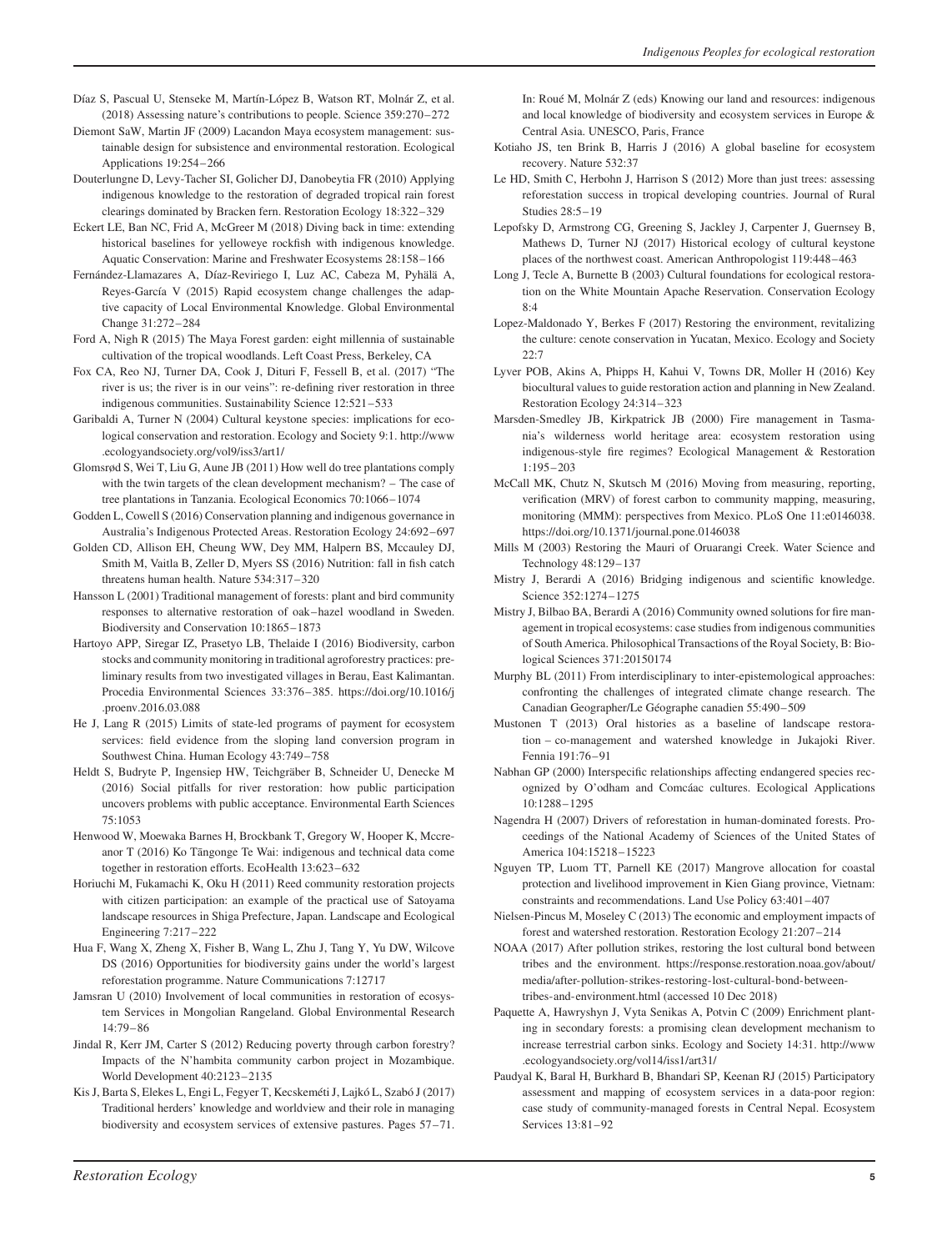Díaz S, Pascual U, Stenseke M, Martín-López B, Watson RT, Molnár Z, et al. (2018) Assessing nature's contributions to people. Science 359:270–272

Diemont SaW, Martin JF (2009) Lacandon Maya ecosystem management: sustainable design for subsistence and environmental restoration. Ecological Applications 19:254–266

Douterlungne D, Levy-Tacher SI, Golicher DJ, Danobeytia FR (2010) Applying indigenous knowledge to the restoration of degraded tropical rain forest clearings dominated by Bracken fern. Restoration Ecology 18:322–329

Eckert LE, Ban NC, Frid A, McGreer M (2018) Diving back in time: extending historical baselines for yelloweye rockfish with indigenous knowledge. Aquatic Conservation: Marine and Freshwater Ecosystems 28:158–166

Fernández-Llamazares A, Díaz-Reviriego I, Luz AC, Cabeza M, Pyhälä A, Reyes-García V (2015) Rapid ecosystem change challenges the adaptive capacity of Local Environmental Knowledge. Global Environmental Change 31:272–284

Ford A, Nigh R (2015) The Maya Forest garden: eight millennia of sustainable cultivation of the tropical woodlands. Left Coast Press, Berkeley, CA

Fox CA, Reo NJ, Turner DA, Cook J, Dituri F, Fessell B, et al. (2017) "The river is us; the river is in our veins": re-defining river restoration in three indigenous communities. Sustainability Science 12:521–533

Garibaldi A, Turner N (2004) Cultural keystone species: implications for ecological conservation and restoration. Ecology and Society 9:1. http://www.ecologyandsociety.org/vol9/iss3/art1/

Glomsrød S, Wei T, Liu G, Aune JB (2011) How well do tree plantations comply with the twin targets of the clean development mechanism? – The case of tree plantations in Tanzania. Ecological Economics 70:1066–1074

Godden L, Cowell S (2016) Conservation planning and indigenous governance in Australia's Indigenous Protected Areas. Restoration Ecology 24:692–697

Golden CD, Allison EH, Cheung WW, Dey MM, Halpern BS, Mccauley DJ, Smith M, Vaitla B, Zeller D, Myers SS (2016) Nutrition: fall in fish catch threatens human health. Nature 534:317–320

Hansson L (2001) Traditional management of forests: plant and bird community responses to alternative restoration of oak–hazel woodland in Sweden. Biodiversity and Conservation 10:1865–1873

Hartoyo APP, Siregar IZ, Prasetyo LB, Thelaide I (2016) Biodiversity, carbon stocks and community monitoring in traditional agroforestry practices: preliminary results from two investigated villages in Berau, East Kalimantan. Procedia Environmental Sciences 33:376–385. https://doi.org/10.1016/j.proenv.2016.03.088

He J, Lang R (2015) Limits of state-led programs of payment for ecosystem services: field evidence from the sloping land conversion program in Southwest China. Human Ecology 43:749–758

Heldt S, Budryte P, Ingensiep HW, Teichgräber B, Schneider U, Denecke M (2016) Social pitfalls for river restoration: how public participation uncovers problems with public acceptance. Environmental Earth Sciences 75:1053

Henwood W, Moewaka Barnes H, Brockbank T, Gregory W, Hooper K, Mccreanor T (2016) Ko Tāngonge Te Wai: indigenous and technical data come together in restoration efforts. EcoHealth 13:623–632

Horiuchi M, Fukamachi K, Oku H (2011) Reed community restoration projects with citizen participation: an example of the practical use of Satoyama landscape resources in Shiga Prefecture, Japan. Landscape and Ecological Engineering 7:217–222

Hua F, Wang X, Zheng X, Fisher B, Wang L, Zhu J, Tang Y, Yu DW, Wilcove DS (2016) Opportunities for biodiversity gains under the world's largest reforestation programme. Nature Communications 7:12717

Jamsran U (2010) Involvement of local communities in restoration of ecosystem Services in Mongolian Rangeland. Global Environmental Research 14:79–86

Jindal R, Kerr JM, Carter S (2012) Reducing poverty through carbon forestry? Impacts of the N'hambita community carbon project in Mozambique. World Development 40:2123–2135

Kis J, Barta S, Elekes L, Engi L, Fegyer T, Kecskeméti J, Lajkó L, Szabó J (2017) Traditional herders' knowledge and worldview and their role in managing biodiversity and ecosystem services of extensive pastures. Pages 57–71. In: Roué M, Molnár Z (eds) Knowing our land and resources: indigenous and local knowledge of biodiversity and ecosystem services in Europe & Central Asia. UNESCO, Paris, France

Kotiaho JS, ten Brink B, Harris J (2016) A global baseline for ecosystem recovery. Nature 532:37

Le HD, Smith C, Herbohn J, Harrison S (2012) More than just trees: assessing reforestation success in tropical developing countries. Journal of Rural Studies 28:5–19

Lepofsky D, Armstrong CG, Greening S, Jackley J, Carpenter J, Guernsey B, Mathews D, Turner NJ (2017) Historical ecology of cultural keystone places of the northwest coast. American Anthropologist 119:448–463

Long J, Tecle A, Burnette B (2003) Cultural foundations for ecological restoration on the White Mountain Apache Reservation. Conservation Ecology 8:4

Lopez-Maldonado Y, Berkes F (2017) Restoring the environment, revitalizing the culture: cenote conservation in Yucatan, Mexico. Ecology and Society 22:7

Lyver POB, Akins A, Phipps H, Kahui V, Towns DR, Moller H (2016) Key biocultural values to guide restoration action and planning in New Zealand. Restoration Ecology 24:314–323

Marsden-Smedley JB, Kirkpatrick JB (2000) Fire management in Tasmania's wilderness world heritage area: ecosystem restoration using indigenous-style fire regimes? Ecological Management & Restoration 1:195–203

McCall MK, Chutz N, Skutsch M (2016) Moving from measuring, reporting, verification (MRV) of forest carbon to community mapping, measuring, monitoring (MMM): perspectives from Mexico. PLoS One 11:e0146038. https://doi.org/10.1371/journal.pone.0146038

Mills M (2003) Restoring the Mauri of Oruarangi Creek. Water Science and Technology 48:129–137

Mistry J, Berardi A (2016) Bridging indigenous and scientific knowledge. Science 352:1274–1275

Mistry J, Bilbao BA, Berardi A (2016) Community owned solutions for fire management in tropical ecosystems: case studies from indigenous communities of South America. Philosophical Transactions of the Royal Society, B: Biological Sciences 371:20150174

Murphy BL (2011) From interdisciplinary to inter-epistemological approaches: confronting the challenges of integrated climate change research. The Canadian Geographer/Le Géographe canadien 55:490–509

Mustonen T (2013) Oral histories as a baseline of landscape restoration – co-management and watershed knowledge in Jukajoki River. Fennia 191:76–91

Nabhan GP (2000) Interspecific relationships affecting endangered species recognized by O'odham and Comcáac cultures. Ecological Applications 10:1288–1295

Nagendra H (2007) Drivers of reforestation in human-dominated forests. Proceedings of the National Academy of Sciences of the United States of America 104:15218–15223

Nguyen TP, Luom TT, Parnell KE (2017) Mangrove allocation for coastal protection and livelihood improvement in Kien Giang province, Vietnam: constraints and recommendations. Land Use Policy 63:401–407

Nielsen-Pincus M, Moseley C (2013) The economic and employment impacts of forest and watershed restoration. Restoration Ecology 21:207–214

NOAA (2017) After pollution strikes, restoring the lost cultural bond between tribes and the environment. https://response.restoration.noaa.gov/about/media/after-pollution-strikes-restoring-lost-cultural-bond-between-tribes-and-environment.html (accessed 10 Dec 2018)

Paquette A, Hawryshyn J, Vyta Senikas A, Potvin C (2009) Enrichment planting in secondary forests: a promising clean development mechanism to increase terrestrial carbon sinks. Ecology and Society 14:31. http://www.ecologyandsociety.org/vol14/iss1/art31/

Paudyal K, Baral H, Burkhard B, Bhandari SP, Keenan RJ (2015) Participatory assessment and mapping of ecosystem services in a data-poor region: case study of community-managed forests in Central Nepal. Ecosystem Services 13:81–92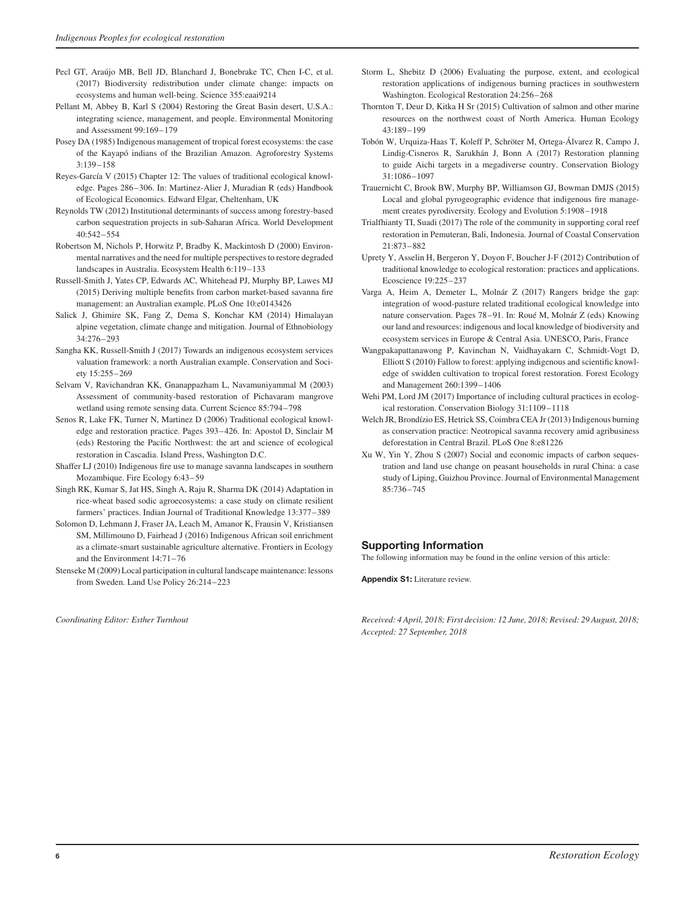Pecl GT, Araújo MB, Bell JD, Blanchard J, Bonebrake TC, Chen I-C, et al. (2017) Biodiversity redistribution under climate change: impacts on ecosystems and human well-being. Science 355:eaai9214

Pellant M, Abbey B, Karl S (2004) Restoring the Great Basin desert, U.S.A.: integrating science, management, and people. Environmental Monitoring and Assessment 99:169–179

Posey DA (1985) Indigenous management of tropical forest ecosystems: the case of the Kayapó indians of the Brazilian Amazon. Agroforestry Systems 3:139–158

Reyes-García V (2015) Chapter 12: The values of traditional ecological knowledge. Pages 286–306. In: Martinez-Alier J, Muradian R (eds) Handbook of Ecological Economics. Edward Elgar, Cheltenham, UK

Reynolds TW (2012) Institutional determinants of success among forestry-based carbon sequestration projects in sub-Saharan Africa. World Development 40:542–554

Robertson M, Nichols P, Horwitz P, Bradby K, Mackintosh D (2000) Environmental narratives and the need for multiple perspectives to restore degraded landscapes in Australia. Ecosystem Health 6:119–133

Russell-Smith J, Yates CP, Edwards AC, Whitehead PJ, Murphy BP, Lawes MJ (2015) Deriving multiple benefits from carbon market-based savanna fire management: an Australian example. PLoS One 10:e0143426

Salick J, Ghimire SK, Fang Z, Dema S, Konchar KM (2014) Himalayan alpine vegetation, climate change and mitigation. Journal of Ethnobiology 34:276–293

Sangha KK, Russell-Smith J (2017) Towards an indigenous ecosystem services valuation framework: a north Australian example. Conservation and Society 15:255–269

Selvam V, Ravichandran KK, Gnanappazham L, Navamuniyammal M (2003) Assessment of community-based restoration of Pichavaram mangrove wetland using remote sensing data. Current Science 85:794–798

Senos R, Lake FK, Turner N, Martinez D (2006) Traditional ecological knowledge and restoration practice. Pages 393–426. In: Apostol D, Sinclair M (eds) Restoring the Pacific Northwest: the art and science of ecological restoration in Cascadia. Island Press, Washington D.C.

Shaffer LJ (2010) Indigenous fire use to manage savanna landscapes in southern Mozambique. Fire Ecology 6:43–59

Singh RK, Kumar S, Jat HS, Singh A, Raju R, Sharma DK (2014) Adaptation in rice-wheat based sodic agroecosystems: a case study on climate resilient farmers' practices. Indian Journal of Traditional Knowledge 13:377–389

Solomon D, Lehmann J, Fraser JA, Leach M, Amanor K, Frausin V, Kristiansen SM, Millimouno D, Fairhead J (2016) Indigenous African soil enrichment as a climate-smart sustainable agriculture alternative. Frontiers in Ecology and the Environment 14:71–76

Stenseke M (2009) Local participation in cultural landscape maintenance: lessons from Sweden. Land Use Policy 26:214–223

Storm L, Shebitz D (2006) Evaluating the purpose, extent, and ecological restoration applications of indigenous burning practices in southwestern Washington. Ecological Restoration 24:256–268

Thornton T, Deur D, Kitka H Sr (2015) Cultivation of salmon and other marine resources on the northwest coast of North America. Human Ecology 43:189–199

Tobón W, Urquiza-Haas T, Koleff P, Schröter M, Ortega-Álvarez R, Campo J, Lindig-Cisneros R, Sarukhán J, Bonn A (2017) Restoration planning to guide Aichi targets in a megadiverse country. Conservation Biology 31:1086–1097

Trauernicht C, Brook BW, Murphy BP, Williamson GJ, Bowman DMJS (2015) Local and global pyrogeographic evidence that indigenous fire management creates pyrodiversity. Ecology and Evolution 5:1908–1918

Trialfhianty TI, Suadi (2017) The role of the community in supporting coral reef restoration in Pemuteran, Bali, Indonesia. Journal of Coastal Conservation 21:873–882

Uprety Y, Asselin H, Bergeron Y, Doyon F, Boucher J-F (2012) Contribution of traditional knowledge to ecological restoration: practices and applications. Ecoscience 19:225–237

Varga A, Heim A, Demeter L, Molnár Z (2017) Rangers bridge the gap: integration of wood-pasture related traditional ecological knowledge into nature conservation. Pages 78–91. In: Roué M, Molnár Z (eds) Knowing our land and resources: indigenous and local knowledge of biodiversity and ecosystem services in Europe & Central Asia. UNESCO, Paris, France

Wangpakapattanawong P, Kavinchan N, Vaidhayakarn C, Schmidt-Vogt D, Elliott S (2010) Fallow to forest: applying indigenous and scientific knowledge of swidden cultivation to tropical forest restoration. Forest Ecology and Management 260:1399–1406

Wehi PM, Lord JM (2017) Importance of including cultural practices in ecological restoration. Conservation Biology 31:1109–1118

Welch JR, Brondízio ES, Hetrick SS, Coimbra CEA Jr (2013) Indigenous burning as conservation practice: Neotropical savanna recovery amid agribusiness deforestation in Central Brazil. PLoS One 8:e81226

Xu W, Yin Y, Zhou S (2007) Social and economic impacts of carbon sequestration and land use change on peasant households in rural China: a case study of Liping, Guizhou Province. Journal of Environmental Management 85:736–745

## Supporting Information

The following information may be found in the online version of this article:

**Appendix S1:** Literature review.

*Coordinating Editor: Esther Turnhout*

*Received: 4 April, 2018; First decision: 12 June, 2018; Revised: 29 August, 2018; Accepted: 27 September, 2018*